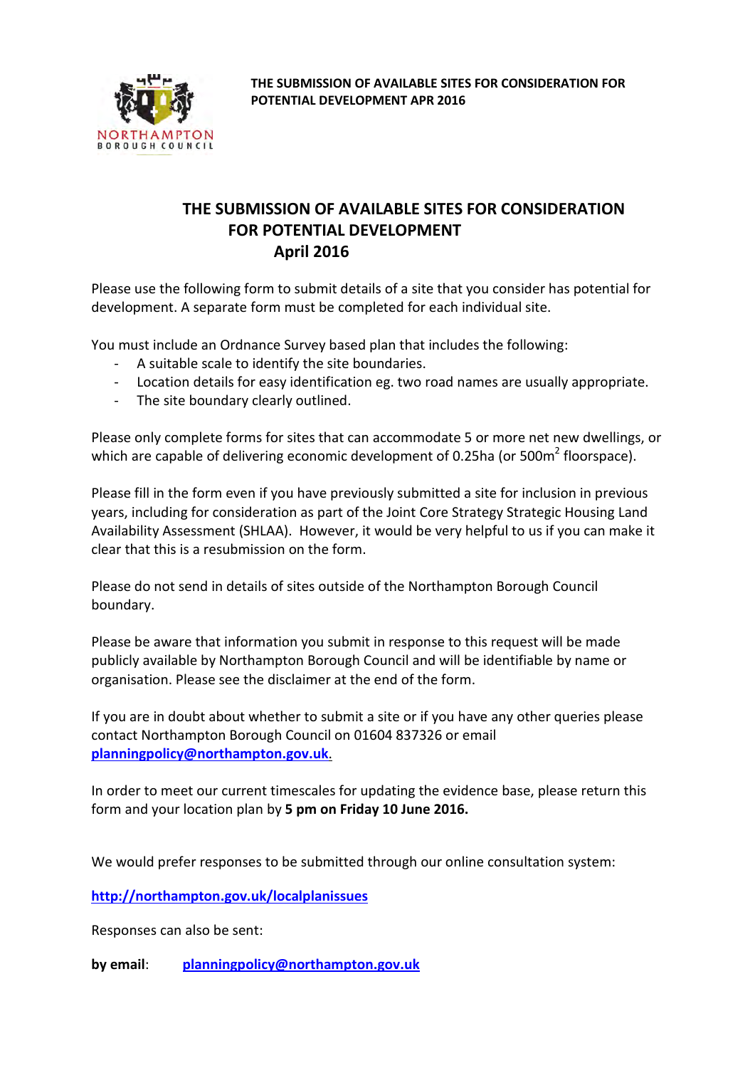**THE SUBMISSION OF AVAILABLE SITES FOR CONSIDERATION FOR POTENTIAL DEVELOPMENT APR 2016**

# THE SUBMISSION OF AVAILABLE SITES FOR CONSIDERATION FOR POTENTIAL DEVELOPMENT
## April 2016

Please use the following form to submit details of a site that you consider has potential for development. A separate form must be completed for each individual site.

You must include an Ordnance Survey based plan that includes the following:

- A suitable scale to identify the site boundaries.
- Location details for easy identification eg. two road names are usually appropriate.
- The site boundary clearly outlined.

Please only complete forms for sites that can accommodate 5 or more net new dwellings, or which are capable of delivering economic development of 0.25ha (or 500m$^2$ floorspace).

Please fill in the form even if you have previously submitted a site for inclusion in previous years, including for consideration as part of the Joint Core Strategy Strategic Housing Land Availability Assessment (SHLAA). However, it would be very helpful to us if you can make it clear that this is a resubmission on the form.

Please do not send in details of sites outside of the Northampton Borough Council boundary.

Please be aware that information you submit in response to this request will be made publicly available by Northampton Borough Council and will be identifiable by name or organisation. Please see the disclaimer at the end of the form.

If you are in doubt about whether to submit a site or if you have any other queries please contact Northampton Borough Council on 01604 837326 or email **planningpolicy@northampton.gov.uk**.

In order to meet our current timescales for updating the evidence base, please return this form and your location plan by **5 pm on Friday 10 June 2016.**

We would prefer responses to be submitted through our online consultation system:

**http://northampton.gov.uk/localplanissues**

Responses can also be sent:

**by email**: **planningpolicy@northampton.gov.uk**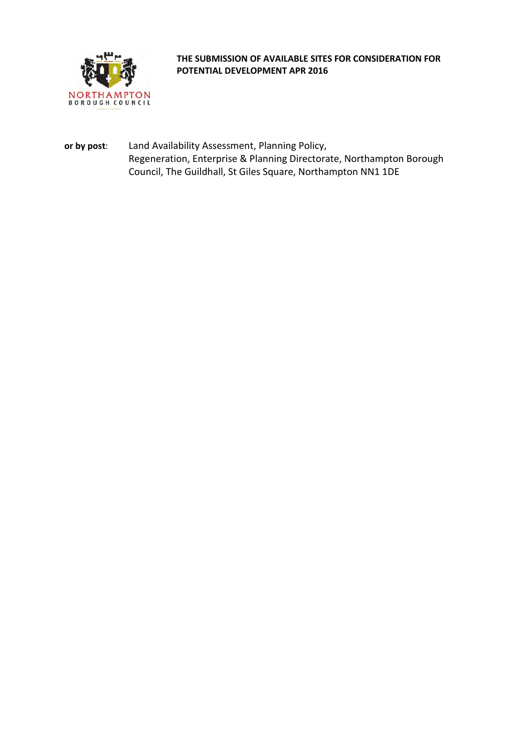**THE SUBMISSION OF AVAILABLE SITES FOR CONSIDERATION FOR POTENTIAL DEVELOPMENT APR 2016**

**or by post**: Land Availability Assessment, Planning Policy, Regeneration, Enterprise & Planning Directorate, Northampton Borough Council, The Guildhall, St Giles Square, Northampton NN1 1DE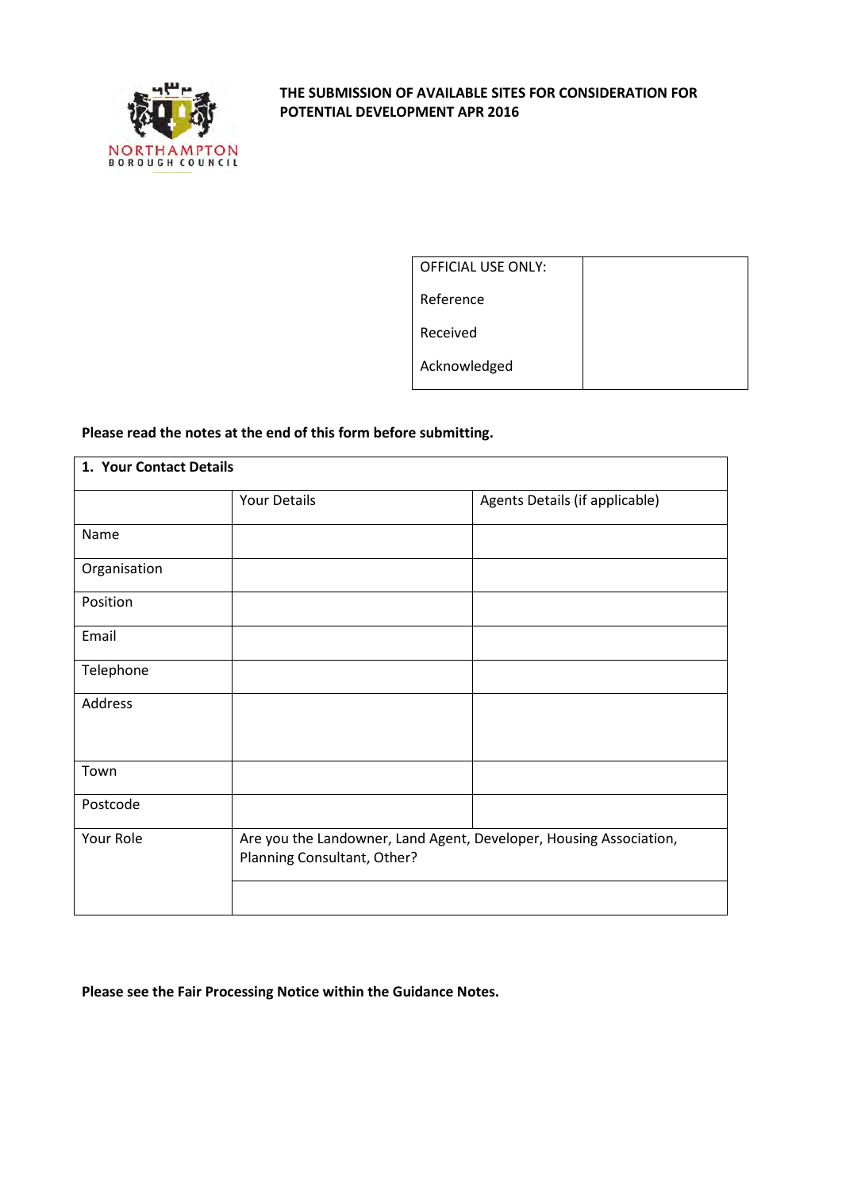NORTHAMPTON BOROUGH COUNCIL

**THE SUBMISSION OF AVAILABLE SITES FOR CONSIDERATION FOR POTENTIAL DEVELOPMENT APR 2016**

| OFFICIAL USE ONLY: | |
|---|---|
| Reference | |
| Received | |
| Acknowledged | |

**Please read the notes at the end of this form before submitting.**

| **1. Your Contact Details** | | |
|---|---|---|
| | Your Details | Agents Details (if applicable) |
| Name | | |
| Organisation | | |
| Position | | |
| Email | | |
| Telephone | | |
| Address | | |
| Town | | |
| Postcode | | |
| Your Role | Are you the Landowner, Land Agent, Developer, Housing Association, Planning Consultant, Other? | |
| | | |

**Please see the Fair Processing Notice within the Guidance Notes.**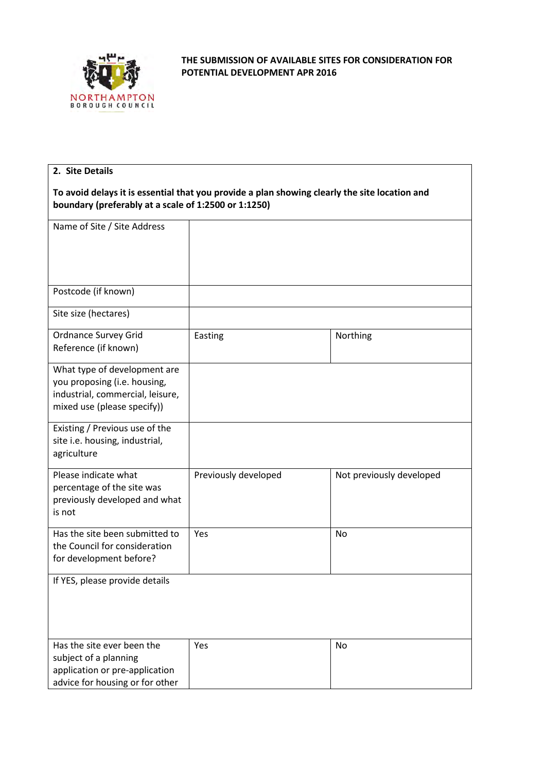**THE SUBMISSION OF AVAILABLE SITES FOR CONSIDERATION FOR POTENTIAL DEVELOPMENT APR 2016**

| **2. Site Details** | | |
|---|---|---|
| **To avoid delays it is essential that you provide a plan showing clearly the site location and boundary (preferably at a scale of 1:2500 or 1:1250)** | | |
| Name of Site / Site Address | | |
| Postcode (if known) | | |
| Site size (hectares) | | |
| Ordnance Survey Grid Reference (if known) | Easting | Northing |
| What type of development are you proposing (i.e. housing, industrial, commercial, leisure, mixed use (please specify)) | | |
| Existing / Previous use of the site i.e. housing, industrial, agriculture | | |
| Please indicate what percentage of the site was previously developed and what is not | Previously developed | Not previously developed |
| Has the site been submitted to the Council for consideration for development before? | Yes | No |
| If YES, please provide details | | |
| Has the site ever been the subject of a planning application or pre-application advice for housing or for other | Yes | No |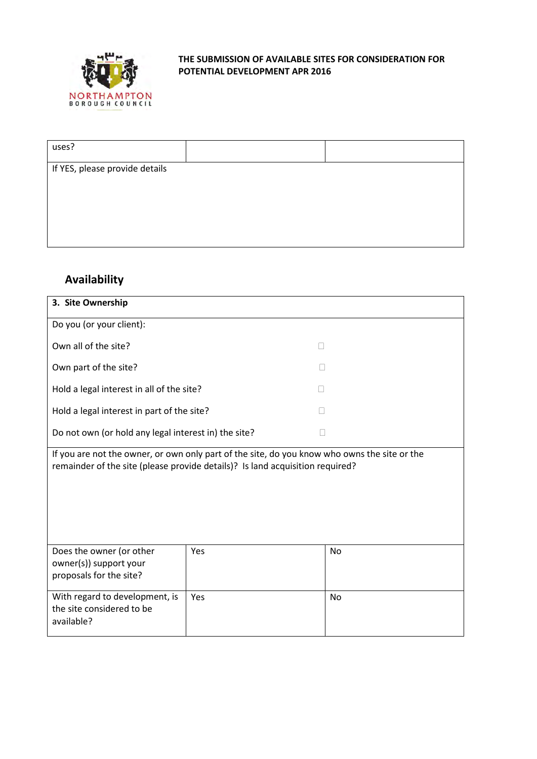| uses? | | |
|---|---|---|
| If YES, please provide details | | |

## Availability

| 3. Site Ownership | | |
|---|---|---|
| Do you (or your client): | | |
| Own all of the site? | ☐ | |
| Own part of the site? | ☐ | |
| Hold a legal interest in all of the site? | ☐ | |
| Hold a legal interest in part of the site? | ☐ | |
| Do not own (or hold any legal interest in) the site? | ☐ | |
| If you are not the owner, or own only part of the site, do you know who owns the site or the remainder of the site (please provide details)? Is land acquisition required? | | |
| Does the owner (or other owner(s)) support your proposals for the site? | Yes | No |
| With regard to development, is the site considered to be available? | Yes | No |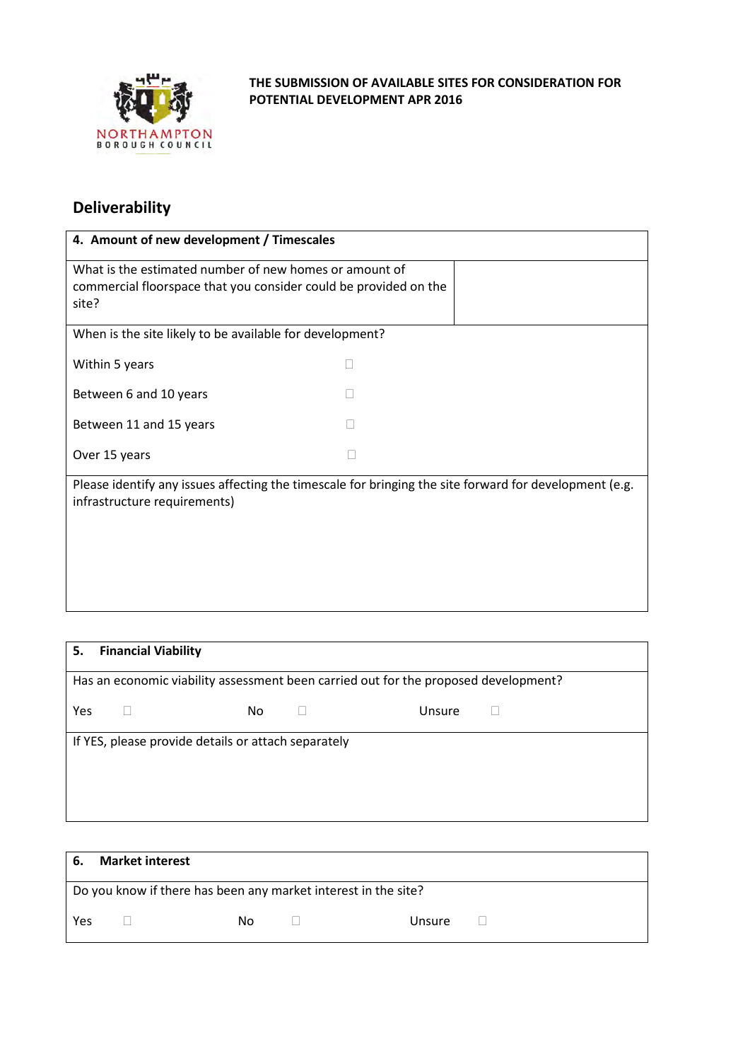NORTHAMPTON BOROUGH COUNCIL

**THE SUBMISSION OF AVAILABLE SITES FOR CONSIDERATION FOR POTENTIAL DEVELOPMENT APR 2016**

## Deliverability

| **4. Amount of new development / Timescales** | |
|---|---|
| What is the estimated number of new homes or amount of commercial floorspace that you consider could be provided on the site? | |
| When is the site likely to be available for development? | |
| Within 5 years | ☐ |
| Between 6 and 10 years | ☐ |
| Between 11 and 15 years | ☐ |
| Over 15 years | ☐ |
| Please identify any issues affecting the timescale for bringing the site forward for development (e.g. infrastructure requirements) | |

| **5. Financial Viability** | | |
|---|---|---|
| Has an economic viability assessment been carried out for the proposed development? | | |
| Yes ☐ | No ☐ | Unsure ☐ |
| If YES, please provide details or attach separately | | |

| **6. Market interest** | | |
|---|---|---|
| Do you know if there has been any market interest in the site? | | |
| Yes ☐ | No ☐ | Unsure ☐ |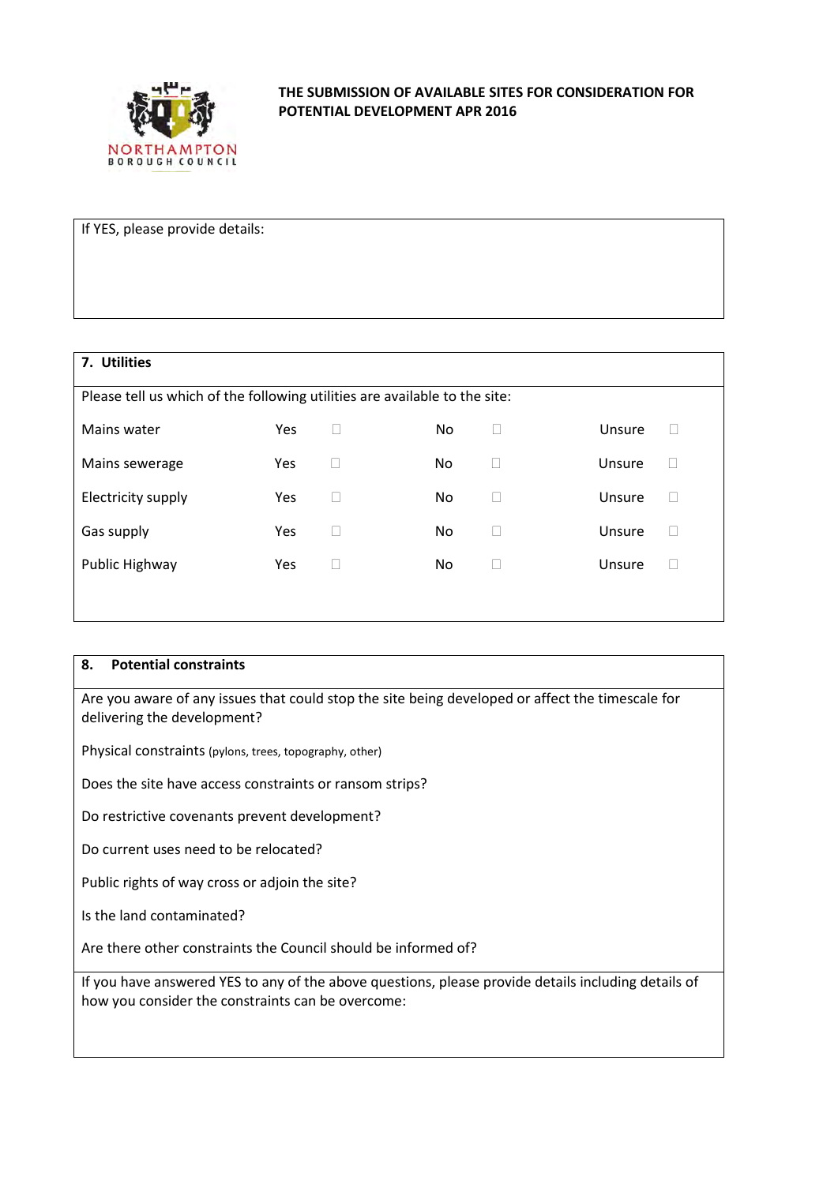**THE SUBMISSION OF AVAILABLE SITES FOR CONSIDERATION FOR POTENTIAL DEVELOPMENT APR 2016**

If YES, please provide details:

## 7. Utilities

Please tell us which of the following utilities are available to the site:

| | Yes | | No | | Unsure | |
|---|---|---|---|---|---|---|
| Mains water | Yes | ☐ | No | ☐ | Unsure | ☐ |
| Mains sewerage | Yes | ☐ | No | ☐ | Unsure | ☐ |
| Electricity supply | Yes | ☐ | No | ☐ | Unsure | ☐ |
| Gas supply | Yes | ☐ | No | ☐ | Unsure | ☐ |
| Public Highway | Yes | ☐ | No | ☐ | Unsure | ☐ |

## 8. Potential constraints

Are you aware of any issues that could stop the site being developed or affect the timescale for delivering the development?

Physical constraints (pylons, trees, topography, other)

Does the site have access constraints or ransom strips?

Do restrictive covenants prevent development?

Do current uses need to be relocated?

Public rights of way cross or adjoin the site?

Is the land contaminated?

Are there other constraints the Council should be informed of?

If you have answered YES to any of the above questions, please provide details including details of how you consider the constraints can be overcome: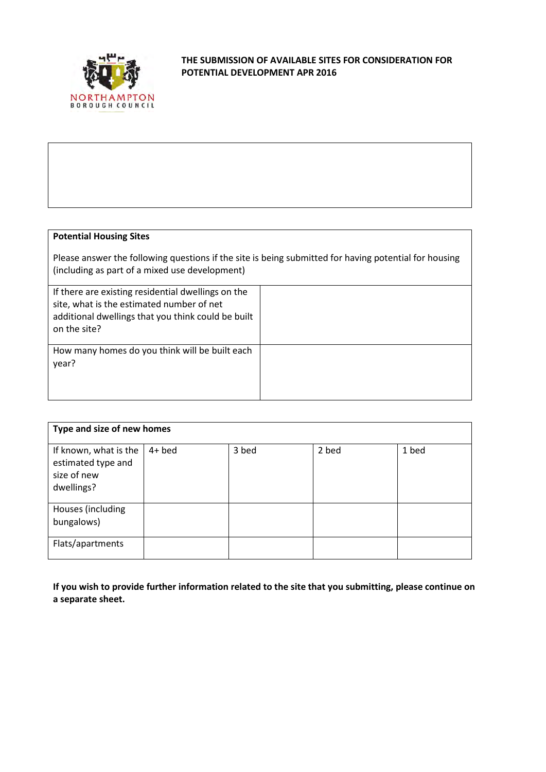**THE SUBMISSION OF AVAILABLE SITES FOR CONSIDERATION FOR POTENTIAL DEVELOPMENT APR 2016**

| **Potential Housing Sites**<br><br>Please answer the following questions if the site is being submitted for having potential for housing (including as part of a mixed use development) | |
|---|---|
| If there are existing residential dwellings on the site, what is the estimated number of net additional dwellings that you think could be built on the site? | |
| How many homes do you think will be built each year? | |

| **Type and size of new homes** | | | | |
|---|---|---|---|---|
| If known, what is the estimated type and size of new dwellings? | 4+ bed | 3 bed | 2 bed | 1 bed |
| Houses (including bungalows) | | | | |
| Flats/apartments | | | | |

**If you wish to provide further information related to the site that you submitting, please continue on a separate sheet.**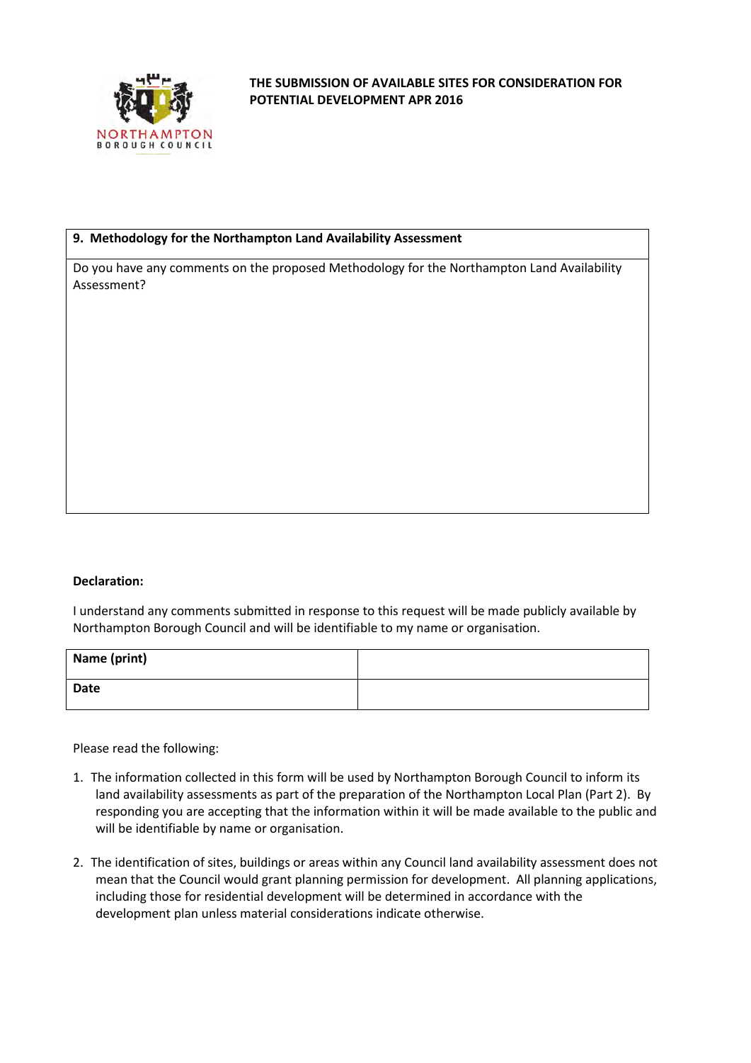**THE SUBMISSION OF AVAILABLE SITES FOR CONSIDERATION FOR POTENTIAL DEVELOPMENT APR 2016**

| **9. Methodology for the Northampton Land Availability Assessment** |
| --- |
| Do you have any comments on the proposed Methodology for the Northampton Land Availability Assessment? |

**Declaration:**

I understand any comments submitted in response to this request will be made publicly available by Northampton Borough Council and will be identifiable to my name or organisation.

| **Name (print)** | |
| --- | --- |
| **Date** | |

Please read the following:

1. The information collected in this form will be used by Northampton Borough Council to inform its land availability assessments as part of the preparation of the Northampton Local Plan (Part 2). By responding you are accepting that the information within it will be made available to the public and will be identifiable by name or organisation.

2. The identification of sites, buildings or areas within any Council land availability assessment does not mean that the Council would grant planning permission for development. All planning applications, including those for residential development will be determined in accordance with the development plan unless material considerations indicate otherwise.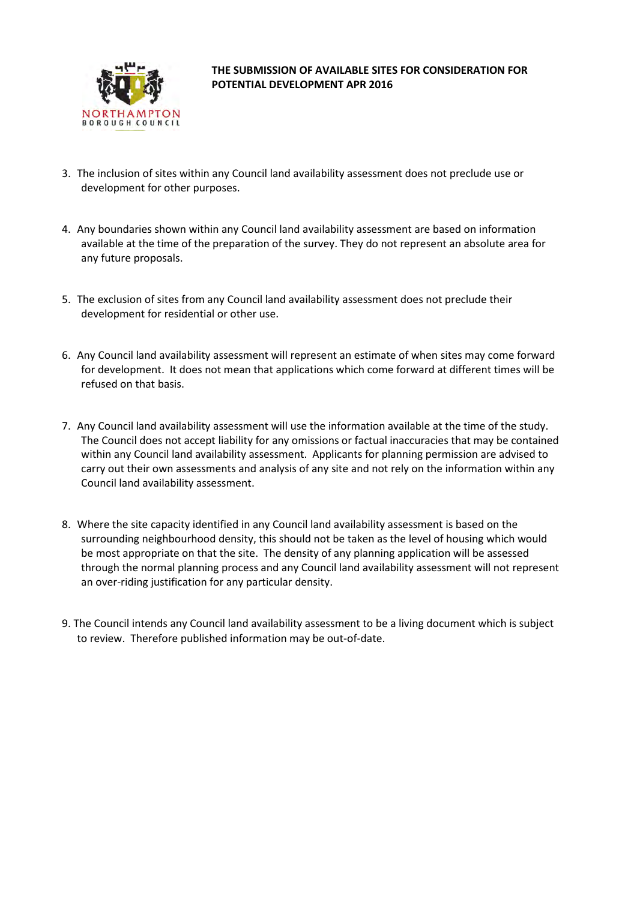**THE SUBMISSION OF AVAILABLE SITES FOR CONSIDERATION FOR POTENTIAL DEVELOPMENT APR 2016**

3. The inclusion of sites within any Council land availability assessment does not preclude use or development for other purposes.

4. Any boundaries shown within any Council land availability assessment are based on information available at the time of the preparation of the survey. They do not represent an absolute area for any future proposals.

5. The exclusion of sites from any Council land availability assessment does not preclude their development for residential or other use.

6. Any Council land availability assessment will represent an estimate of when sites may come forward for development. It does not mean that applications which come forward at different times will be refused on that basis.

7. Any Council land availability assessment will use the information available at the time of the study. The Council does not accept liability for any omissions or factual inaccuracies that may be contained within any Council land availability assessment. Applicants for planning permission are advised to carry out their own assessments and analysis of any site and not rely on the information within any Council land availability assessment.

8. Where the site capacity identified in any Council land availability assessment is based on the surrounding neighbourhood density, this should not be taken as the level of housing which would be most appropriate on that the site. The density of any planning application will be assessed through the normal planning process and any Council land availability assessment will not represent an over-riding justification for any particular density.

9. The Council intends any Council land availability assessment to be a living document which is subject to review. Therefore published information may be out-of-date.